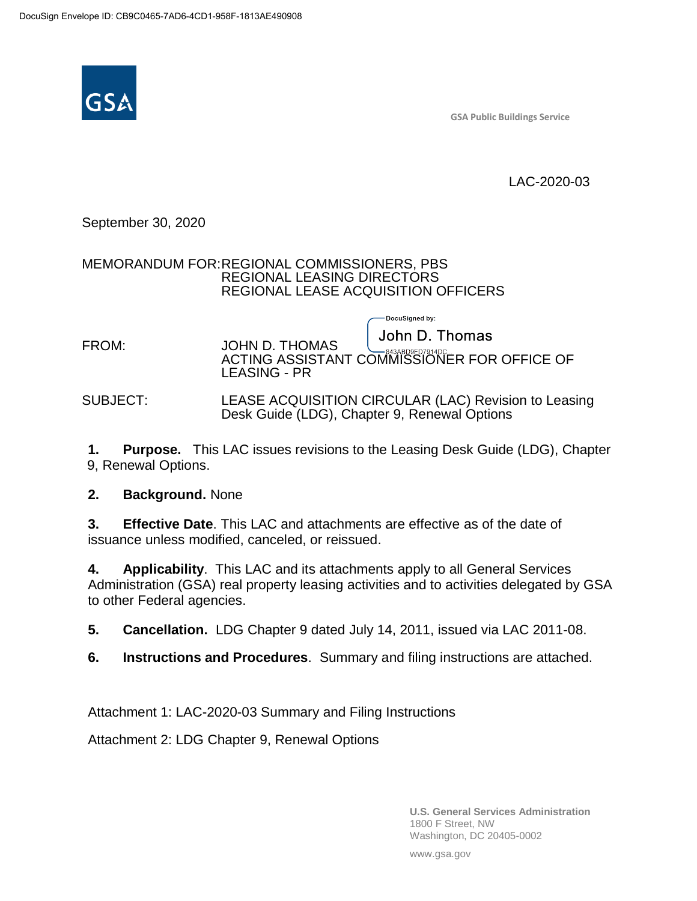DocuSign Envelope ID: CB9C0465-7AD6-4CD1-958F-1813AE490908

GSA Public Buildings Service

LAC-2020-03

September 30, 2020

MEMORANDUM FOR: REGIONAL COMMISSIONERS, PBS
REGIONAL LEASING DIRECTORS
REGIONAL LEASE ACQUISITION OFFICERS

DocuSigned by:
John D. Thomas
843ABD9ED7914DC

FROM: JOHN D. THOMAS
ACTING ASSISTANT COMMISSIONER FOR OFFICE OF LEASING - PR

SUBJECT: LEASE ACQUISITION CIRCULAR (LAC) Revision to Leasing Desk Guide (LDG), Chapter 9, Renewal Options

**1. Purpose.** This LAC issues revisions to the Leasing Desk Guide (LDG), Chapter 9, Renewal Options.

**2. Background.** None

**3. Effective Date**. This LAC and attachments are effective as of the date of issuance unless modified, canceled, or reissued.

**4. Applicability**. This LAC and its attachments apply to all General Services Administration (GSA) real property leasing activities and to activities delegated by GSA to other Federal agencies.

**5. Cancellation.** LDG Chapter 9 dated July 14, 2011, issued via LAC 2011-08.

**6. Instructions and Procedures**. Summary and filing instructions are attached.

Attachment 1: LAC-2020-03 Summary and Filing Instructions

Attachment 2: LDG Chapter 9, Renewal Options

U.S. General Services Administration
1800 F Street, NW
Washington, DC 20405-0002

www.gsa.gov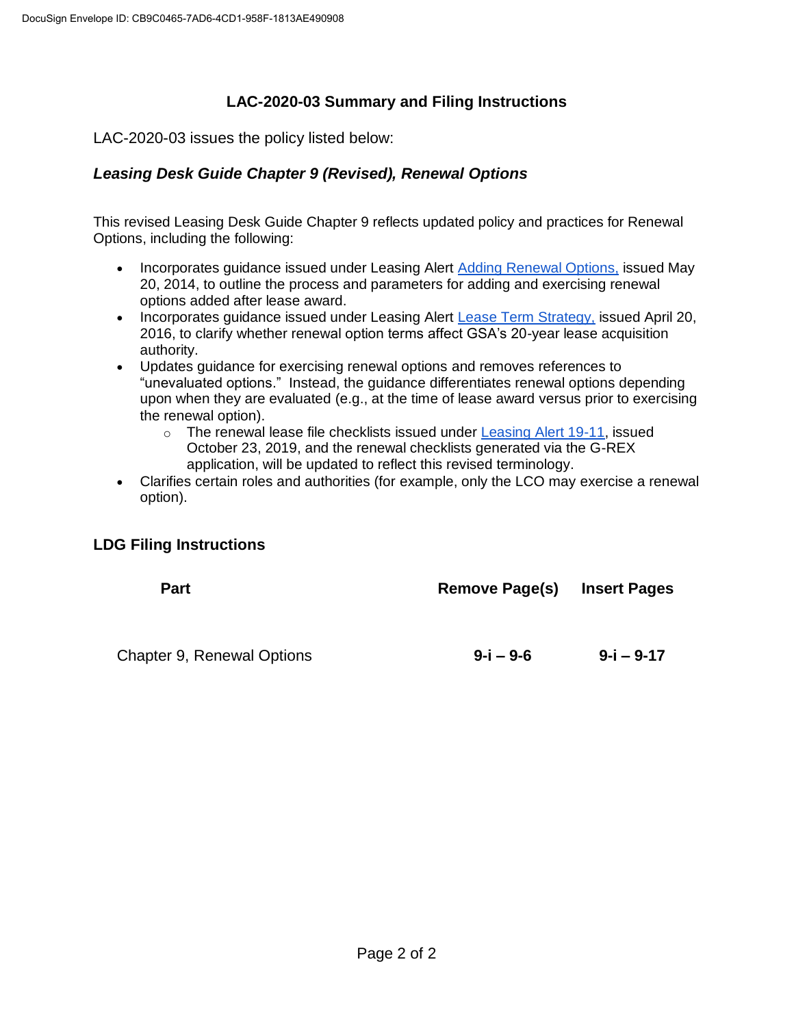## LAC-2020-03 Summary and Filing Instructions

LAC-2020-03 issues the policy listed below:

### *Leasing Desk Guide Chapter 9 (Revised), Renewal Options*

This revised Leasing Desk Guide Chapter 9 reflects updated policy and practices for Renewal Options, including the following:

- Incorporates guidance issued under Leasing Alert Adding Renewal Options, issued May 20, 2014, to outline the process and parameters for adding and exercising renewal options added after lease award.
- Incorporates guidance issued under Leasing Alert Lease Term Strategy, issued April 20, 2016, to clarify whether renewal option terms affect GSA's 20-year lease acquisition authority.
- Updates guidance for exercising renewal options and removes references to "unevaluated options." Instead, the guidance differentiates renewal options depending upon when they are evaluated (e.g., at the time of lease award versus prior to exercising the renewal option).
  - The renewal lease file checklists issued under Leasing Alert 19-11, issued October 23, 2019, and the renewal checklists generated via the G-REX application, will be updated to reflect this revised terminology.
- Clarifies certain roles and authorities (for example, only the LCO may exercise a renewal option).

### LDG Filing Instructions

| Part | Remove Page(s) | Insert Pages |
|---|---|---|
| Chapter 9, Renewal Options | **9-i – 9-6** | **9-i – 9-17** |